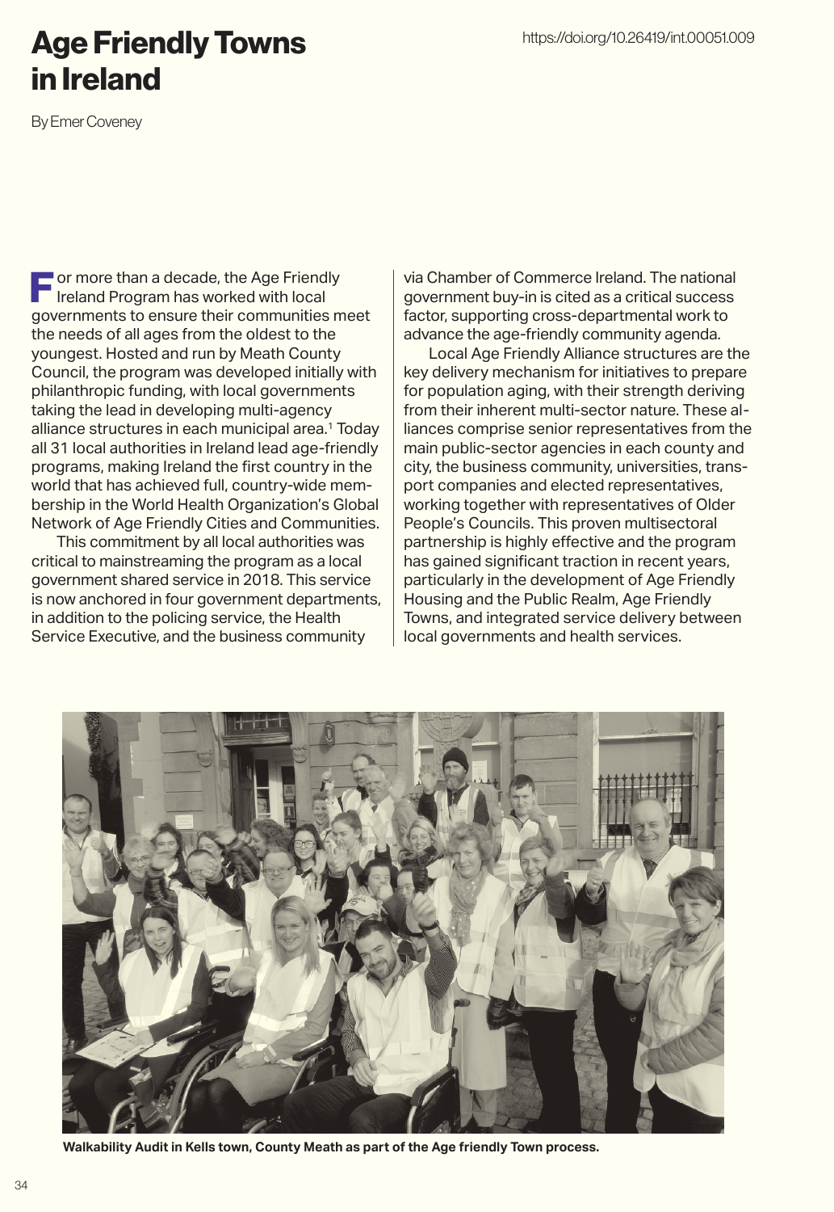# Age Friendly Towns in Ireland

https://doi.org/10.26419/int.00051.009

By Emer Coveney

For more than a decade, the Age Friendly Ireland Program has worked with local governments to ensure their communities meet the needs of all ages from the oldest to the youngest. Hosted and run by Meath County Council, the program was developed initially with philanthropic funding, with local governments taking the lead in developing multi-agency alliance structures in each municipal area.[1] Today all 31 local authorities in Ireland lead age-friendly programs, making Ireland the first country in the world that has achieved full, country-wide membership in the World Health Organization's Global Network of Age Friendly Cities and Communities.

This commitment by all local authorities was critical to mainstreaming the program as a local government shared service in 2018. This service is now anchored in four government departments, in addition to the policing service, the Health Service Executive, and the business community via Chamber of Commerce Ireland. The national government buy-in is cited as a critical success factor, supporting cross-departmental work to advance the age-friendly community agenda.

Local Age Friendly Alliance structures are the key delivery mechanism for initiatives to prepare for population aging, with their strength deriving from their inherent multi-sector nature. These alliances comprise senior representatives from the main public-sector agencies in each county and city, the business community, universities, transport companies and elected representatives, working together with representatives of Older People's Councils. This proven multisectoral partnership is highly effective and the program has gained significant traction in recent years, particularly in the development of Age Friendly Housing and the Public Realm, Age Friendly Towns, and integrated service delivery between local governments and health services.

**Walkability Audit in Kells town, County Meath as part of the Age friendly Town process.**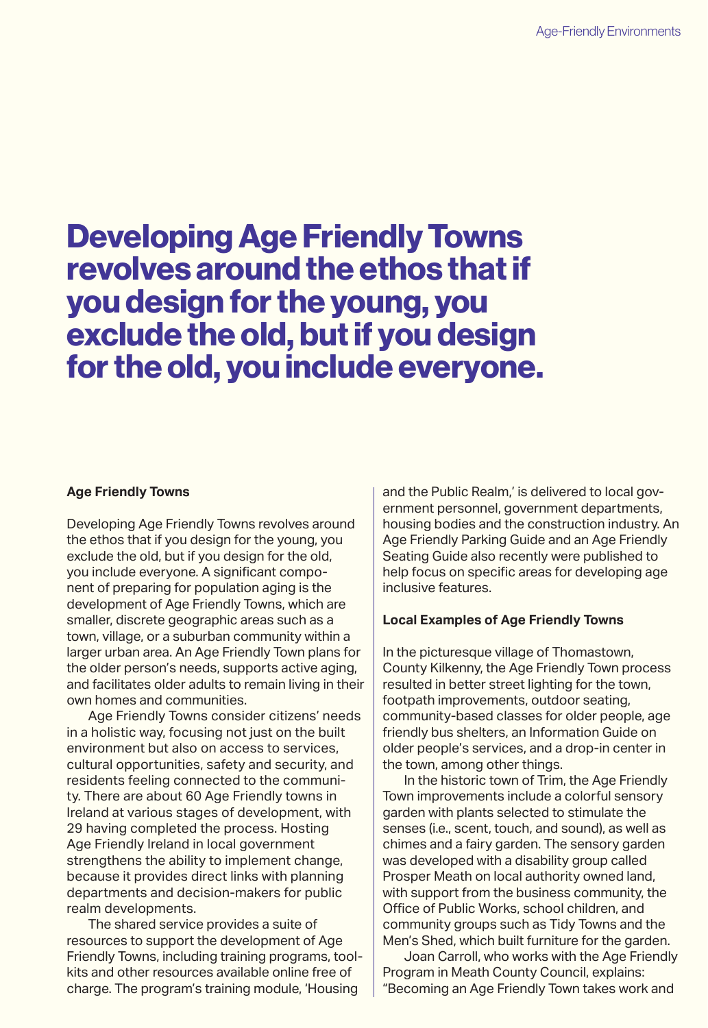# Developing Age Friendly Towns revolves around the ethos that if you design for the young, you exclude the old, but if you design for the old, you include everyone.

**Age Friendly Towns**

Developing Age Friendly Towns revolves around the ethos that if you design for the young, you exclude the old, but if you design for the old, you include everyone. A significant component of preparing for population aging is the development of Age Friendly Towns, which are smaller, discrete geographic areas such as a town, village, or a suburban community within a larger urban area. An Age Friendly Town plans for the older person's needs, supports active aging, and facilitates older adults to remain living in their own homes and communities.

Age Friendly Towns consider citizens' needs in a holistic way, focusing not just on the built environment but also on access to services, cultural opportunities, safety and security, and residents feeling connected to the community. There are about 60 Age Friendly towns in Ireland at various stages of development, with 29 having completed the process. Hosting Age Friendly Ireland in local government strengthens the ability to implement change, because it provides direct links with planning departments and decision-makers for public realm developments.

The shared service provides a suite of resources to support the development of Age Friendly Towns, including training programs, toolkits and other resources available online free of charge. The program's training module, 'Housing and the Public Realm,' is delivered to local government personnel, government departments, housing bodies and the construction industry. An Age Friendly Parking Guide and an Age Friendly Seating Guide also recently were published to help focus on specific areas for developing age inclusive features.

**Local Examples of Age Friendly Towns**

In the picturesque village of Thomastown, County Kilkenny, the Age Friendly Town process resulted in better street lighting for the town, footpath improvements, outdoor seating, community-based classes for older people, age friendly bus shelters, an Information Guide on older people's services, and a drop-in center in the town, among other things.

In the historic town of Trim, the Age Friendly Town improvements include a colorful sensory garden with plants selected to stimulate the senses (i.e., scent, touch, and sound), as well as chimes and a fairy garden. The sensory garden was developed with a disability group called Prosper Meath on local authority owned land, with support from the business community, the Office of Public Works, school children, and community groups such as Tidy Towns and the Men's Shed, which built furniture for the garden.

Joan Carroll, who works with the Age Friendly Program in Meath County Council, explains: "Becoming an Age Friendly Town takes work and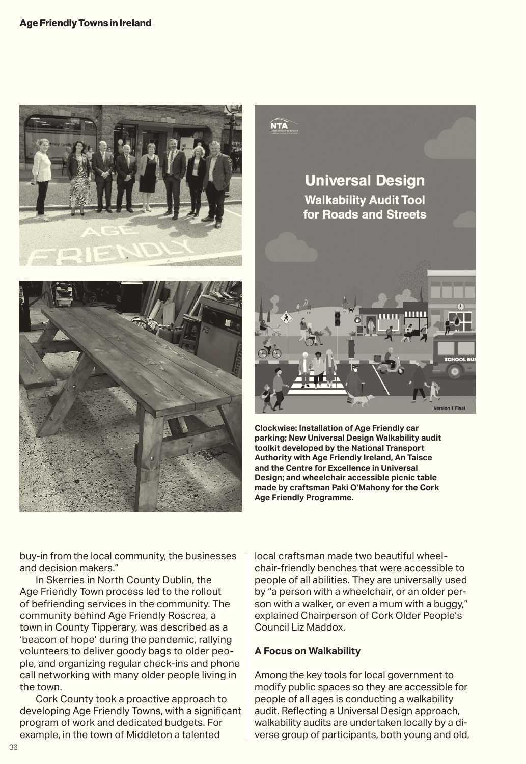Clockwise: Installation of Age Friendly car parking; New Universal Design Walkability audit toolkit developed by the National Transport Authority with Age Friendly Ireland, An Taisce and the Centre for Excellence in Universal Design; and wheelchair accessible picnic table made by craftsman Paki O'Mahony for the Cork Age Friendly Programme.

buy-in from the local community, the businesses and decision makers."

In Skerries in North County Dublin, the Age Friendly Town process led to the rollout of befriending services in the community. The community behind Age Friendly Roscrea, a town in County Tipperary, was described as a 'beacon of hope' during the pandemic, rallying volunteers to deliver goody bags to older people, and organizing regular check-ins and phone call networking with many older people living in the town.

Cork County took a proactive approach to developing Age Friendly Towns, with a significant program of work and dedicated budgets. For example, in the town of Middleton a talented local craftsman made two beautiful wheelchair-friendly benches that were accessible to people of all abilities. They are universally used by "a person with a wheelchair, or an older person with a walker, or even a mum with a buggy," explained Chairperson of Cork Older People's Council Liz Maddox.

### A Focus on Walkability

Among the key tools for local government to modify public spaces so they are accessible for people of all ages is conducting a walkability audit. Reflecting a Universal Design approach, walkability audits are undertaken locally by a diverse group of participants, both young and old,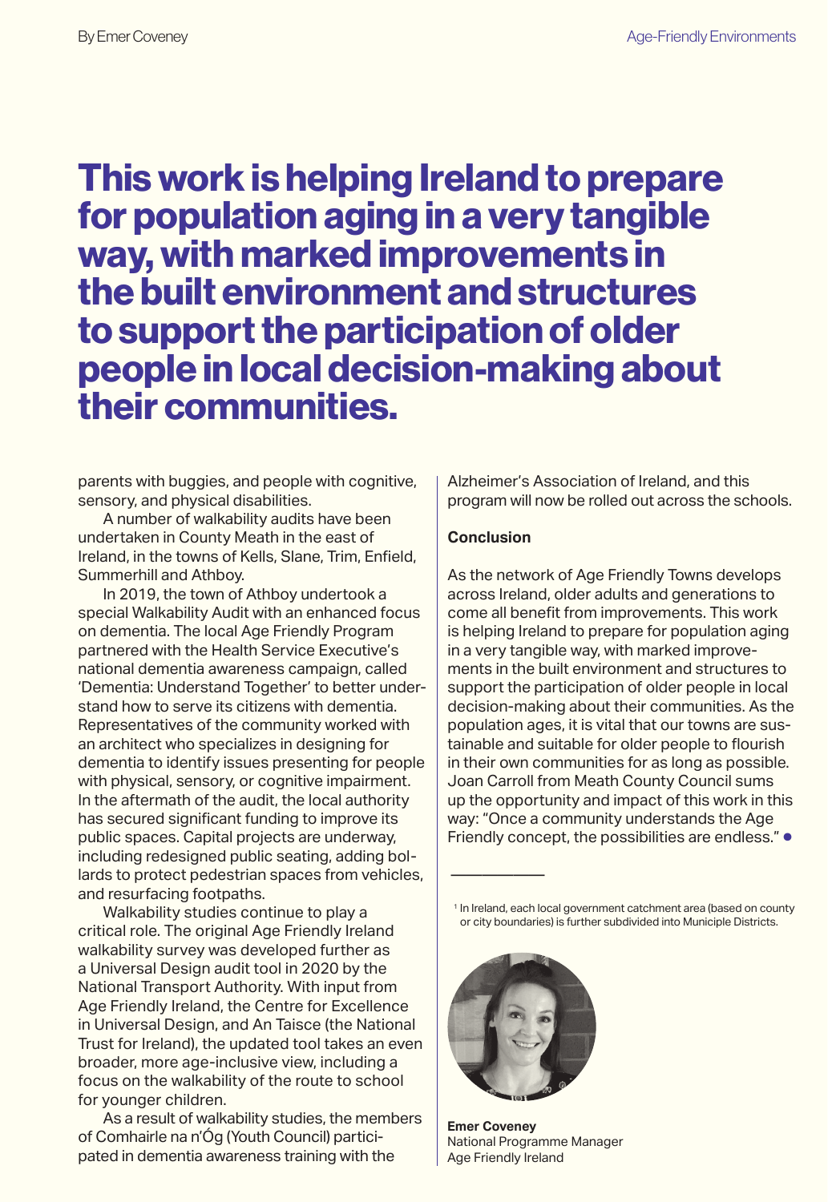**This work is helping Ireland to prepare for population aging in a very tangible way, with marked improvements in the built environment and structures to support the participation of older people in local decision-making about their communities.**

parents with buggies, and people with cognitive, sensory, and physical disabilities.

A number of walkability audits have been undertaken in County Meath in the east of Ireland, in the towns of Kells, Slane, Trim, Enfield, Summerhill and Athboy.

In 2019, the town of Athboy undertook a special Walkability Audit with an enhanced focus on dementia. The local Age Friendly Program partnered with the Health Service Executive's national dementia awareness campaign, called 'Dementia: Understand Together' to better understand how to serve its citizens with dementia. Representatives of the community worked with an architect who specializes in designing for dementia to identify issues presenting for people with physical, sensory, or cognitive impairment. In the aftermath of the audit, the local authority has secured significant funding to improve its public spaces. Capital projects are underway, including redesigned public seating, adding bollards to protect pedestrian spaces from vehicles, and resurfacing footpaths.

Walkability studies continue to play a critical role. The original Age Friendly Ireland walkability survey was developed further as a Universal Design audit tool in 2020 by the National Transport Authority. With input from Age Friendly Ireland, the Centre for Excellence in Universal Design, and An Taisce (the National Trust for Ireland), the updated tool takes an even broader, more age-inclusive view, including a focus on the walkability of the route to school for younger children.

As a result of walkability studies, the members of Comhairle na n'Óg (Youth Council) participated in dementia awareness training with the Alzheimer's Association of Ireland, and this program will now be rolled out across the schools.

### Conclusion

As the network of Age Friendly Towns develops across Ireland, older adults and generations to come all benefit from improvements. This work is helping Ireland to prepare for population aging in a very tangible way, with marked improvements in the built environment and structures to support the participation of older people in local decision-making about their communities. As the population ages, it is vital that our towns are sustainable and suitable for older people to flourish in their own communities for as long as possible. Joan Carroll from Meath County Council sums up the opportunity and impact of this work in this way: "Once a community understands the Age Friendly concept, the possibilities are endless." ●

---

[1] In Ireland, each local government catchment area (based on county or city boundaries) is further subdivided into Municiple Districts.

**Emer Coveney**
National Programme Manager
Age Friendly Ireland